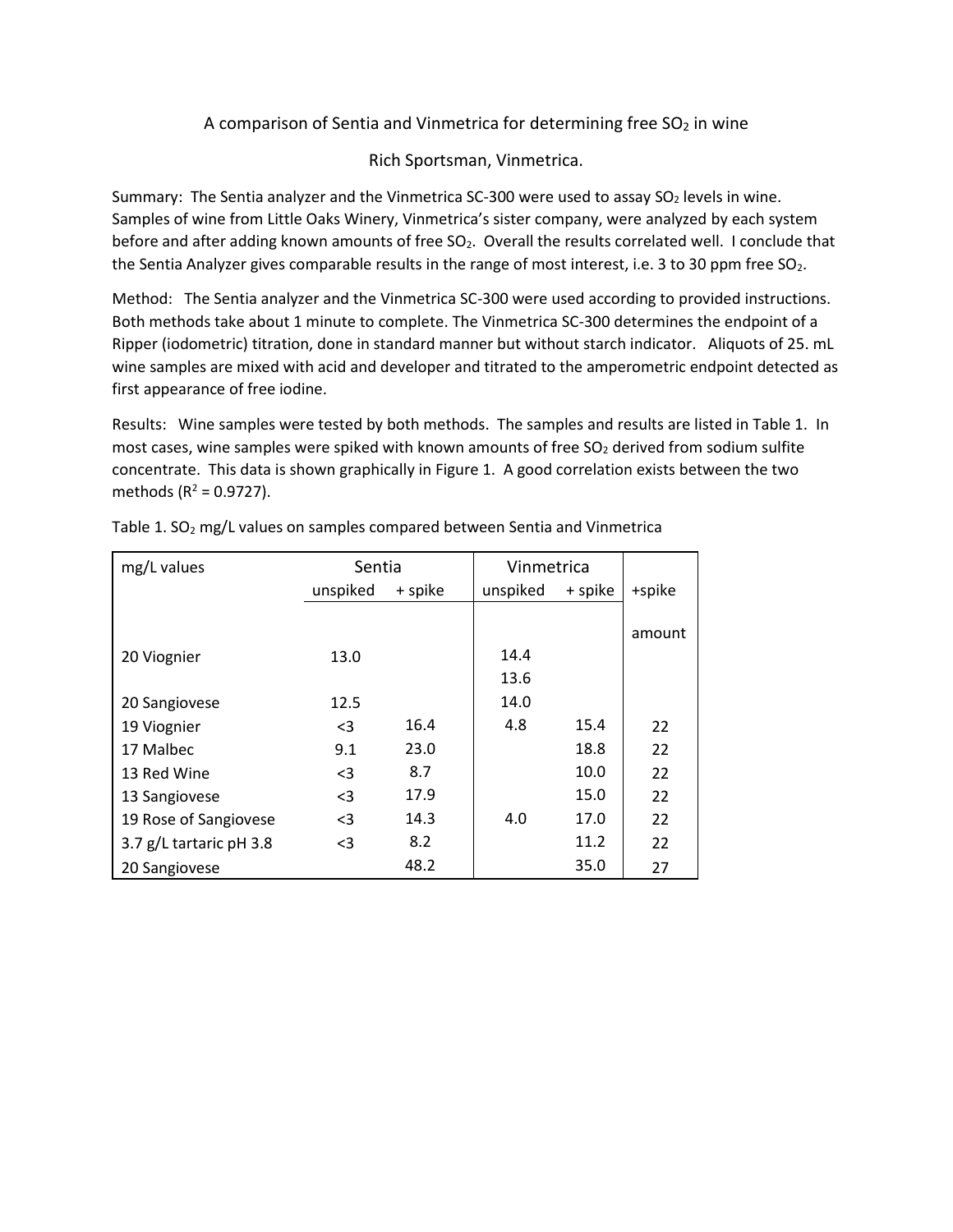A comparison of Sentia and Vinmetrica for determining free $SO_2$ in wine

Rich Sportsman, Vinmetrica.

Summary: The Sentia analyzer and the Vinmetrica SC-300 were used to assay $SO_2$ levels in wine. Samples of wine from Little Oaks Winery, Vinmetrica's sister company, were analyzed by each system before and after adding known amounts of free $SO_2$. Overall the results correlated well. I conclude that the Sentia Analyzer gives comparable results in the range of most interest, i.e. 3 to 30 ppm free $SO_2$.

Method: The Sentia analyzer and the Vinmetrica SC-300 were used according to provided instructions. Both methods take about 1 minute to complete. The Vinmetrica SC-300 determines the endpoint of a Ripper (iodometric) titration, done in standard manner but without starch indicator. Aliquots of 25. mL wine samples are mixed with acid and developer and titrated to the amperometric endpoint detected as first appearance of free iodine.

Results: Wine samples were tested by both methods. The samples and results are listed in Table 1. In most cases, wine samples were spiked with known amounts of free $SO_2$ derived from sodium sulfite concentrate. This data is shown graphically in Figure 1. A good correlation exists between the two methods ($R^2 = 0.9727$).

Table 1. $SO_2$ mg/L values on samples compared between Sentia and Vinmetrica

| mg/L values | Sentia | | Vinmetrica | | |
|---|---|---|---|---|---|
| | unspiked | + spike | unspiked | + spike | +spike amount |
| 20 Viognier | 13.0 | | 14.4 | | |
| | | | 13.6 | | |
| 20 Sangiovese | 12.5 | | 14.0 | | |
| 19 Viognier | <3 | 16.4 | 4.8 | 15.4 | 22 |
| 17 Malbec | 9.1 | 23.0 | | 18.8 | 22 |
| 13 Red Wine | <3 | 8.7 | | 10.0 | 22 |
| 13 Sangiovese | <3 | 17.9 | | 15.0 | 22 |
| 19 Rose of Sangiovese | <3 | 14.3 | 4.0 | 17.0 | 22 |
| 3.7 g/L tartaric pH 3.8 | <3 | 8.2 | | 11.2 | 22 |
| 20 Sangiovese | | 48.2 | | 35.0 | 27 |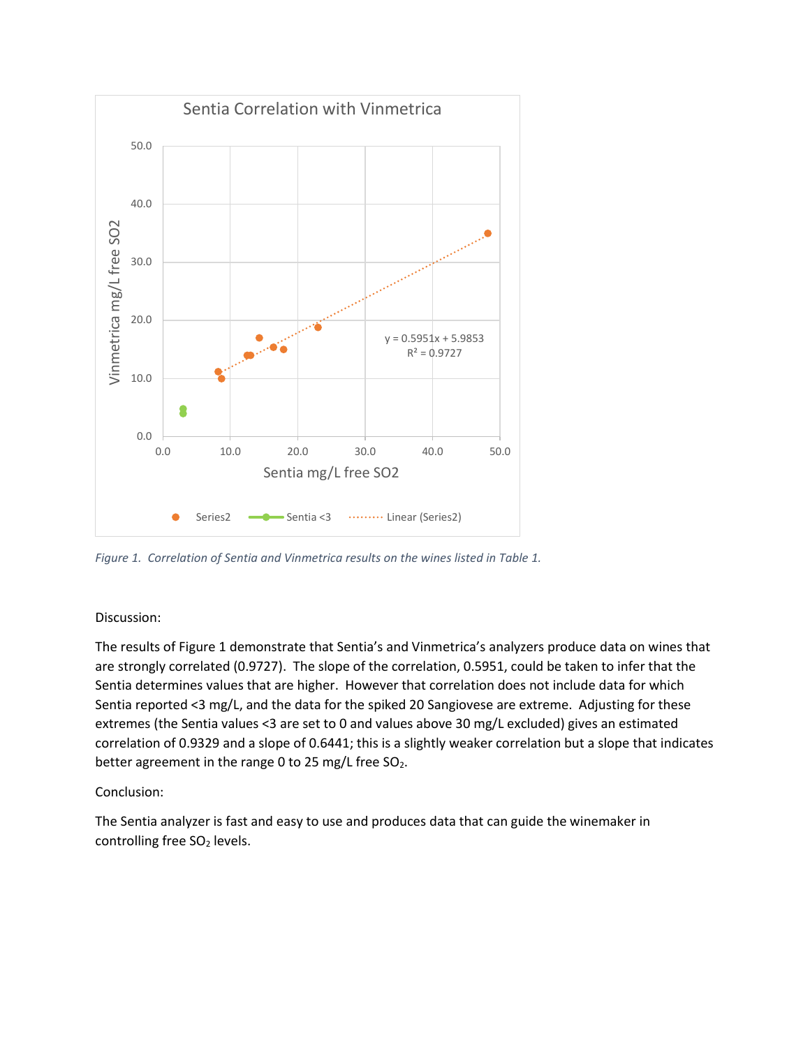Sentia Correlation with Vinmetrica

Vinmetrica mg/L free SO2

50.0
40.0
30.0
20.0
10.0
0.0

0.0 10.0 20.0 30.0 40.0 50.0

Sentia mg/L free SO2

y = 0.5951x + 5.9853
$R^2$ = 0.9727

Series2
Sentia <3
Linear (Series2)

*Figure 1. Correlation of Sentia and Vinmetrica results on the wines listed in Table 1.*

Discussion:

The results of Figure 1 demonstrate that Sentia's and Vinmetrica's analyzers produce data on wines that are strongly correlated (0.9727). The slope of the correlation, 0.5951, could be taken to infer that the Sentia determines values that are higher. However that correlation does not include data for which Sentia reported <3 mg/L, and the data for the spiked 20 Sangiovese are extreme. Adjusting for these extremes (the Sentia values <3 are set to 0 and values above 30 mg/L excluded) gives an estimated correlation of 0.9329 and a slope of 0.6441; this is a slightly weaker correlation but a slope that indicates better agreement in the range 0 to 25 mg/L free $SO_2$.

Conclusion:

The Sentia analyzer is fast and easy to use and produces data that can guide the winemaker in controlling free $SO_2$ levels.